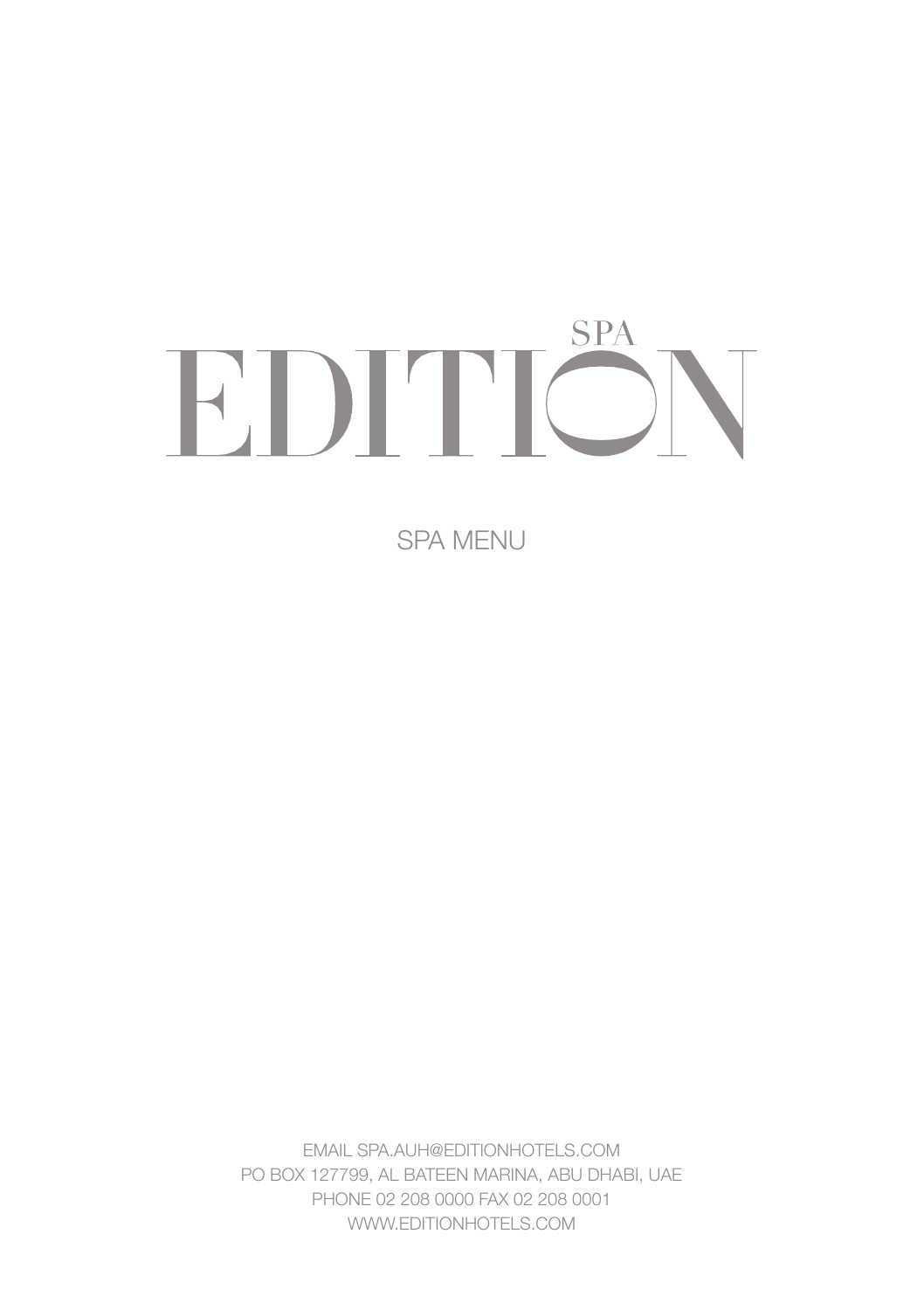# EDITION SPA

## SPA MENU

EMAIL SPA.AUH@EDITIONHOTELS.COM
PO BOX 127799, AL BATEEN MARINA, ABU DHABI, UAE
PHONE 02 208 0000 FAX 02 208 0001
WWW.EDITIONHOTELS.COM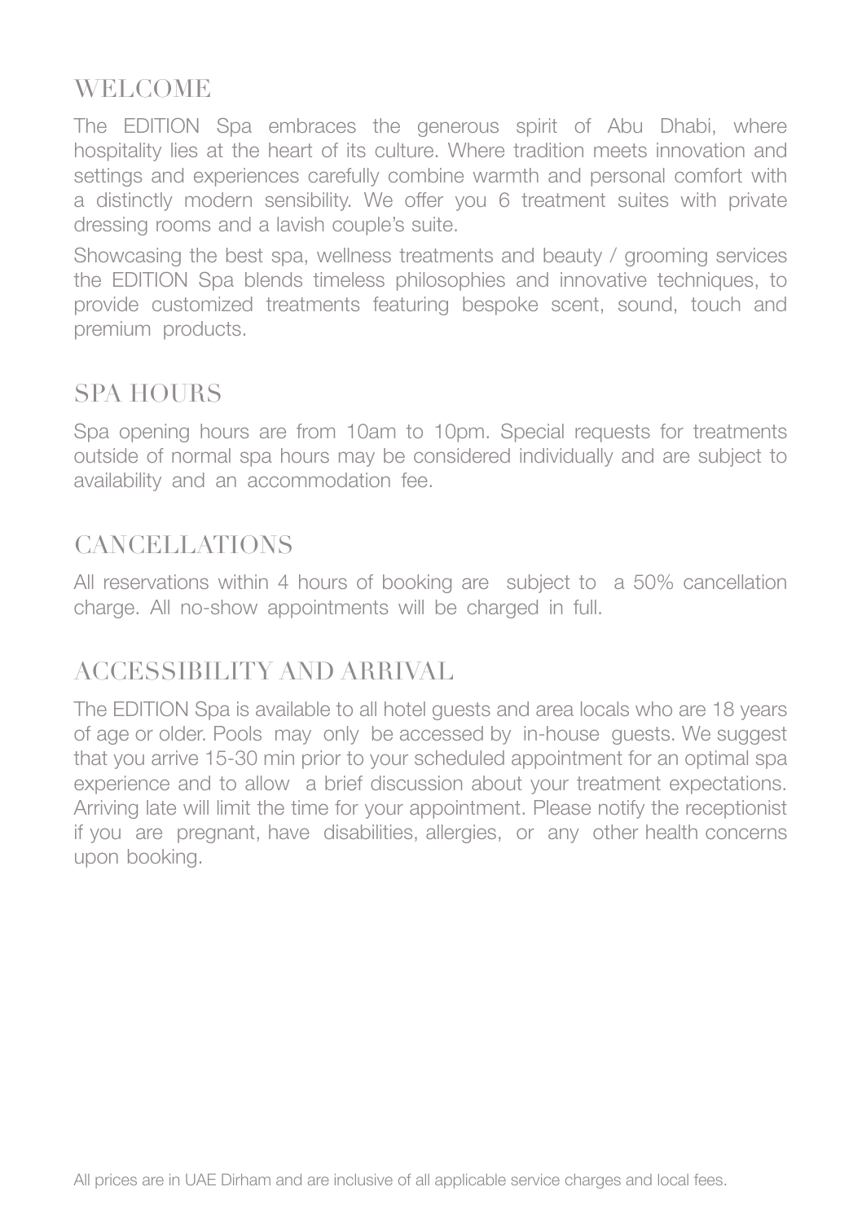## WELCOME

The EDITION Spa embraces the generous spirit of Abu Dhabi, where hospitality lies at the heart of its culture. Where tradition meets innovation and settings and experiences carefully combine warmth and personal comfort with a distinctly modern sensibility. We offer you 6 treatment suites with private dressing rooms and a lavish couple's suite.

Showcasing the best spa, wellness treatments and beauty / grooming services the EDITION Spa blends timeless philosophies and innovative techniques, to provide customized treatments featuring bespoke scent, sound, touch and premium products.

## SPA HOURS

Spa opening hours are from 10am to 10pm. Special requests for treatments outside of normal spa hours may be considered individually and are subject to availability and an accommodation fee.

## CANCELLATIONS

All reservations within 4 hours of booking are subject to a 50% cancellation charge. All no-show appointments will be charged in full.

## ACCESSIBILITY AND ARRIVAL

The EDITION Spa is available to all hotel guests and area locals who are 18 years of age or older. Pools may only be accessed by in-house guests. We suggest that you arrive 15-30 min prior to your scheduled appointment for an optimal spa experience and to allow a brief discussion about your treatment expectations. Arriving late will limit the time for your appointment. Please notify the receptionist if you are pregnant, have disabilities, allergies, or any other health concerns upon booking.

All prices are in UAE Dirham and are inclusive of all applicable service charges and local fees.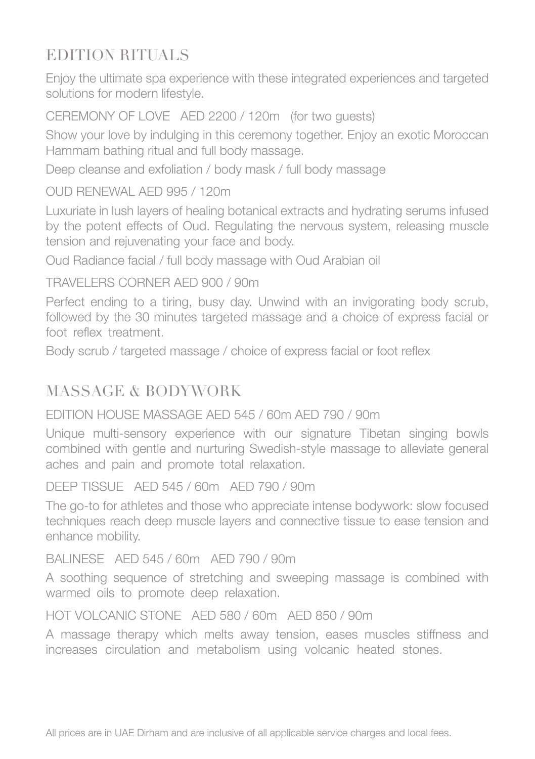## EDITION RITUALS

Enjoy the ultimate spa experience with these integrated experiences and targeted solutions for modern lifestyle.

### CEREMONY OF LOVE AED 2200 / 120m (for two guests)

Show your love by indulging in this ceremony together. Enjoy an exotic Moroccan Hammam bathing ritual and full body massage.

Deep cleanse and exfoliation / body mask / full body massage

### OUD RENEWAL AED 995 / 120m

Luxuriate in lush layers of healing botanical extracts and hydrating serums infused by the potent effects of Oud. Regulating the nervous system, releasing muscle tension and rejuvenating your face and body.

Oud Radiance facial / full body massage with Oud Arabian oil

### TRAVELERS CORNER AED 900 / 90m

Perfect ending to a tiring, busy day. Unwind with an invigorating body scrub, followed by the 30 minutes targeted massage and a choice of express facial or foot reflex treatment.

Body scrub / targeted massage / choice of express facial or foot reflex

## MASSAGE & BODYWORK

### EDITION HOUSE MASSAGE AED 545 / 60m AED 790 / 90m

Unique multi-sensory experience with our signature Tibetan singing bowls combined with gentle and nurturing Swedish-style massage to alleviate general aches and pain and promote total relaxation.

### DEEP TISSUE AED 545 / 60m AED 790 / 90m

The go-to for athletes and those who appreciate intense bodywork: slow focused techniques reach deep muscle layers and connective tissue to ease tension and enhance mobility.

### BALINESE AED 545 / 60m AED 790 / 90m

A soothing sequence of stretching and sweeping massage is combined with warmed oils to promote deep relaxation.

### HOT VOLCANIC STONE AED 580 / 60m AED 850 / 90m

A massage therapy which melts away tension, eases muscles stiffness and increases circulation and metabolism using volcanic heated stones.

All prices are in UAE Dirham and are inclusive of all applicable service charges and local fees.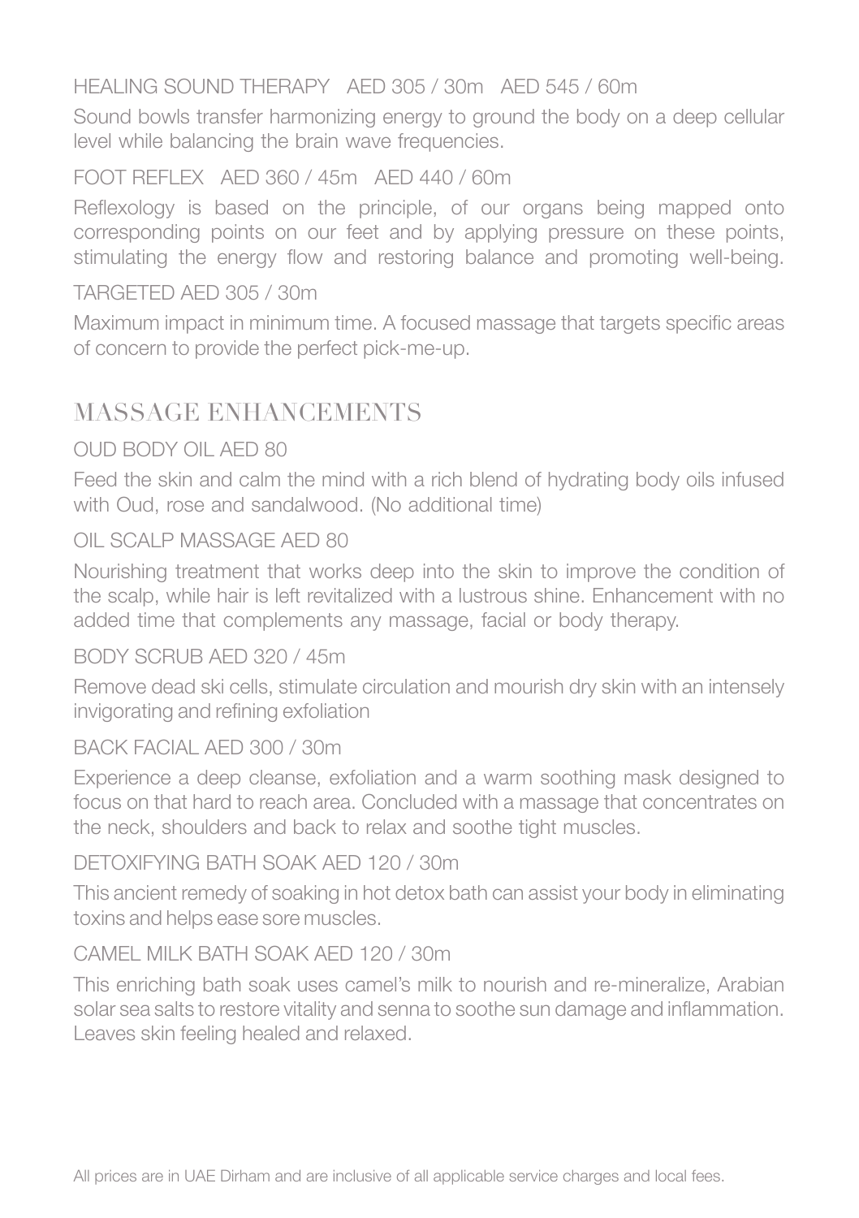HEALING SOUND THERAPY   AED 305 / 30m   AED 545 / 60m

Sound bowls transfer harmonizing energy to ground the body on a deep cellular level while balancing the brain wave frequencies.

FOOT REFLEX   AED 360 / 45m   AED 440 / 60m

Reflexology is based on the principle, of our organs being mapped onto corresponding points on our feet and by applying pressure on these points, stimulating the energy flow and restoring balance and promoting well-being.

TARGETED AED 305 / 30m

Maximum impact in minimum time. A focused massage that targets specific areas of concern to provide the perfect pick-me-up.

## MASSAGE ENHANCEMENTS

OUD BODY OIL AED 80

Feed the skin and calm the mind with a rich blend of hydrating body oils infused with Oud, rose and sandalwood. (No additional time)

OIL SCALP MASSAGE AED 80

Nourishing treatment that works deep into the skin to improve the condition of the scalp, while hair is left revitalized with a lustrous shine. Enhancement with no added time that complements any massage, facial or body therapy.

BODY SCRUB AED 320 / 45m

Remove dead ski cells, stimulate circulation and mourish dry skin with an intensely invigorating and refining exfoliation

BACK FACIAL AED 300 / 30m

Experience a deep cleanse, exfoliation and a warm soothing mask designed to focus on that hard to reach area. Concluded with a massage that concentrates on the neck, shoulders and back to relax and soothe tight muscles.

DETOXIFYING BATH SOAK AED 120 / 30m

This ancient remedy of soaking in hot detox bath can assist your body in eliminating toxins and helps ease sore muscles.

CAMEL MILK BATH SOAK AED 120 / 30m

This enriching bath soak uses camel's milk to nourish and re-mineralize, Arabian solar sea salts to restore vitality and senna to soothe sun damage and inflammation. Leaves skin feeling healed and relaxed.

All prices are in UAE Dirham and are inclusive of all applicable service charges and local fees.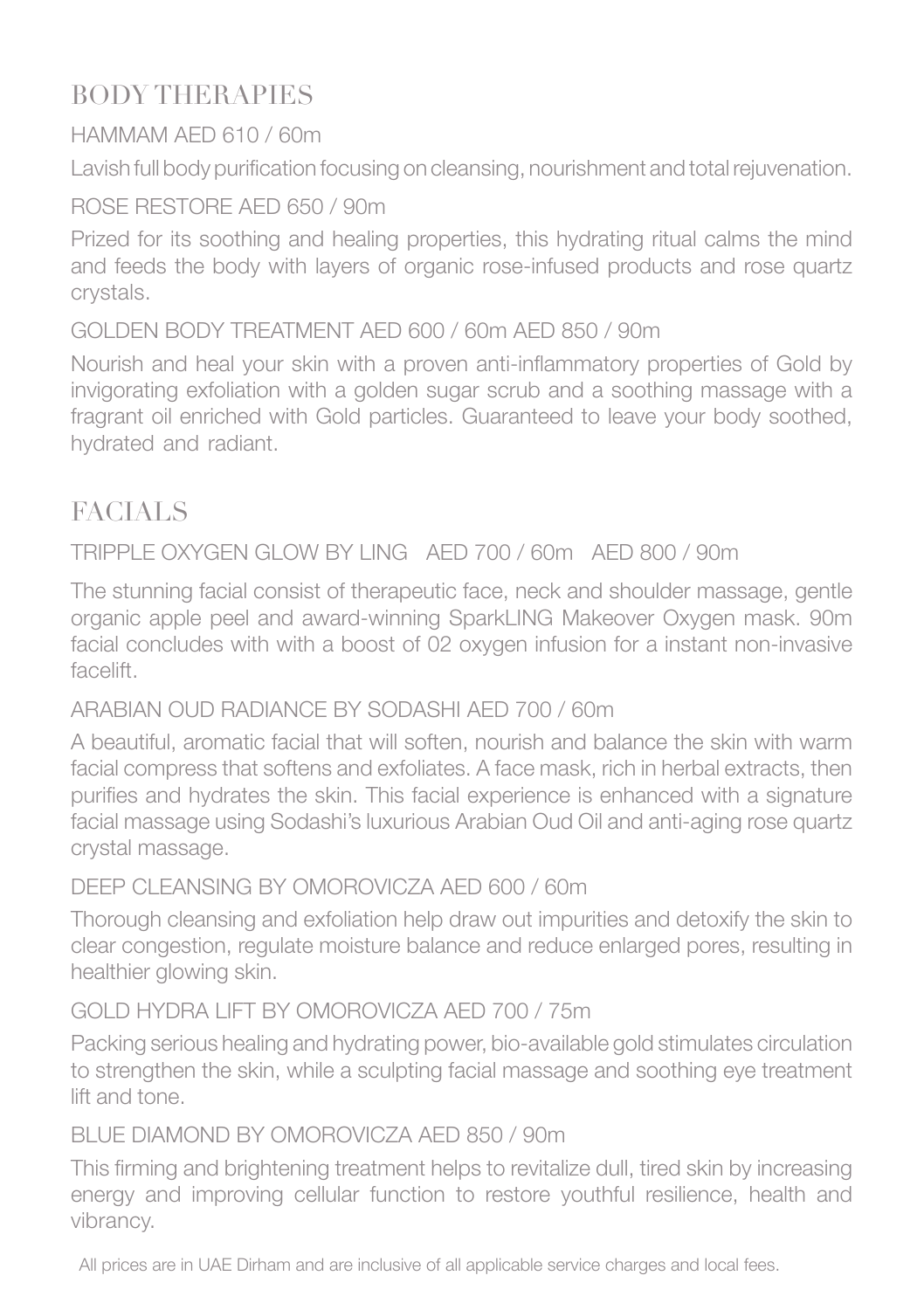## BODY THERAPIES

### HAMMAM AED 610 / 60m

Lavish full body purification focusing on cleansing, nourishment and total rejuvenation.

### ROSE RESTORE AED 650 / 90m

Prized for its soothing and healing properties, this hydrating ritual calms the mind and feeds the body with layers of organic rose-infused products and rose quartz crystals.

### GOLDEN BODY TREATMENT AED 600 / 60m AED 850 / 90m

Nourish and heal your skin with a proven anti-inflammatory properties of Gold by invigorating exfoliation with a golden sugar scrub and a soothing massage with a fragrant oil enriched with Gold particles. Guaranteed to leave your body soothed, hydrated and radiant.

## FACIALS

### TRIPPLE OXYGEN GLOW BY LING AED 700 / 60m AED 800 / 90m

The stunning facial consist of therapeutic face, neck and shoulder massage, gentle organic apple peel and award-winning SparkLING Makeover Oxygen mask. 90m facial concludes with with a boost of 02 oxygen infusion for a instant non-invasive facelift.

### ARABIAN OUD RADIANCE BY SODASHI AED 700 / 60m

A beautiful, aromatic facial that will soften, nourish and balance the skin with warm facial compress that softens and exfoliates. A face mask, rich in herbal extracts, then purifies and hydrates the skin. This facial experience is enhanced with a signature facial massage using Sodashi's luxurious Arabian Oud Oil and anti-aging rose quartz crystal massage.

### DEEP CLEANSING BY OMOROVICZA AED 600 / 60m

Thorough cleansing and exfoliation help draw out impurities and detoxify the skin to clear congestion, regulate moisture balance and reduce enlarged pores, resulting in healthier glowing skin.

### GOLD HYDRA LIFT BY OMOROVICZA AED 700 / 75m

Packing serious healing and hydrating power, bio-available gold stimulates circulation to strengthen the skin, while a sculpting facial massage and soothing eye treatment lift and tone.

### BLUE DIAMOND BY OMOROVICZA AED 850 / 90m

This firming and brightening treatment helps to revitalize dull, tired skin by increasing energy and improving cellular function to restore youthful resilience, health and vibrancy.

All prices are in UAE Dirham and are inclusive of all applicable service charges and local fees.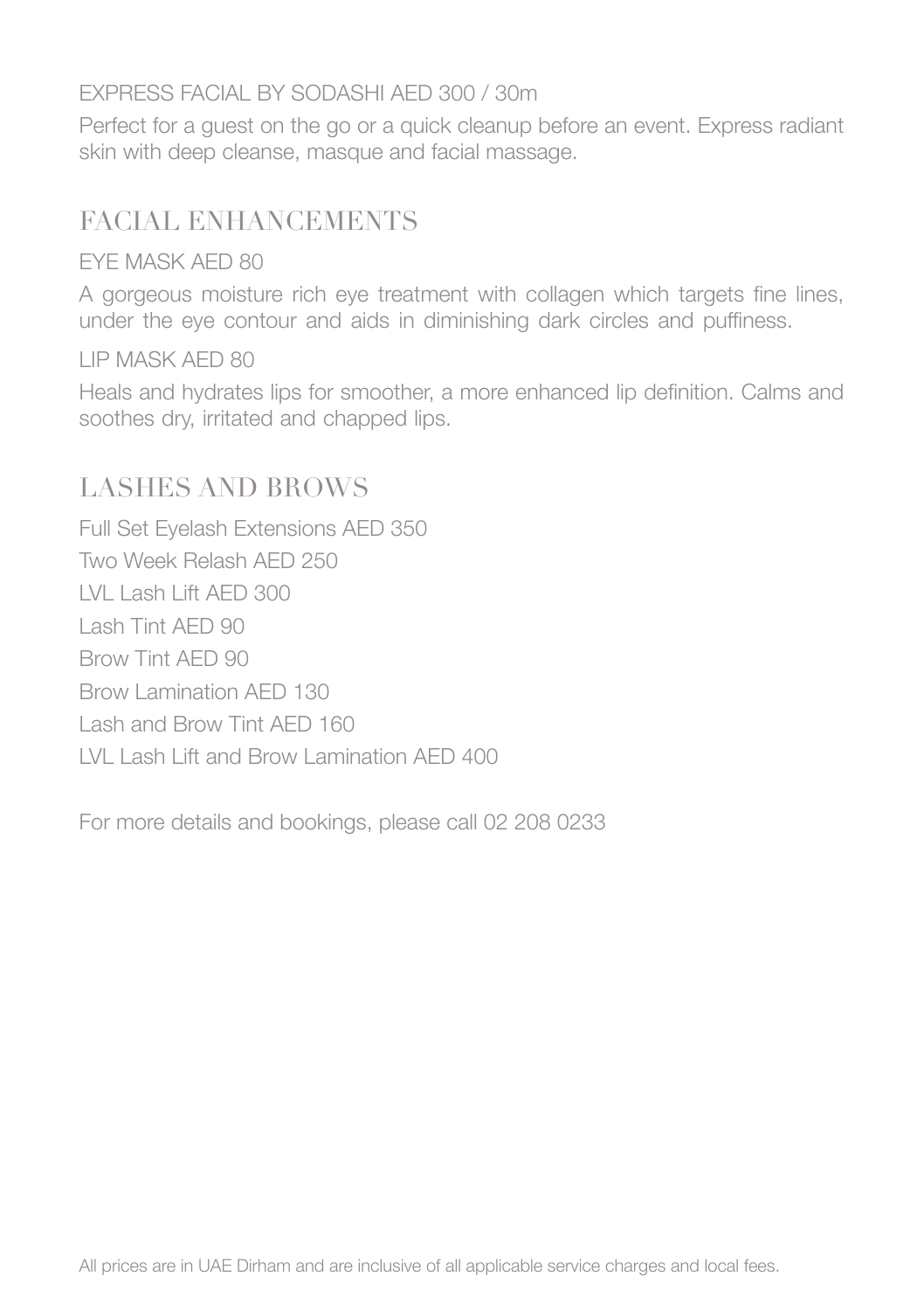EXPRESS FACIAL BY SODASHI AED 300 / 30m

Perfect for a guest on the go or a quick cleanup before an event. Express radiant skin with deep cleanse, masque and facial massage.

## FACIAL ENHANCEMENTS

EYE MASK AED 80

A gorgeous moisture rich eye treatment with collagen which targets fine lines, under the eye contour and aids in diminishing dark circles and puffiness.

LIP MASK AED 80

Heals and hydrates lips for smoother, a more enhanced lip definition. Calms and soothes dry, irritated and chapped lips.

## LASHES AND BROWS

Full Set Eyelash Extensions AED 350

Two Week Relash AED 250

LVL Lash Lift AED 300

Lash Tint AED 90

Brow Tint AED 90

Brow Lamination AED 130

Lash and Brow Tint AED 160

LVL Lash Lift and Brow Lamination AED 400

For more details and bookings, please call 02 208 0233

All prices are in UAE Dirham and are inclusive of all applicable service charges and local fees.